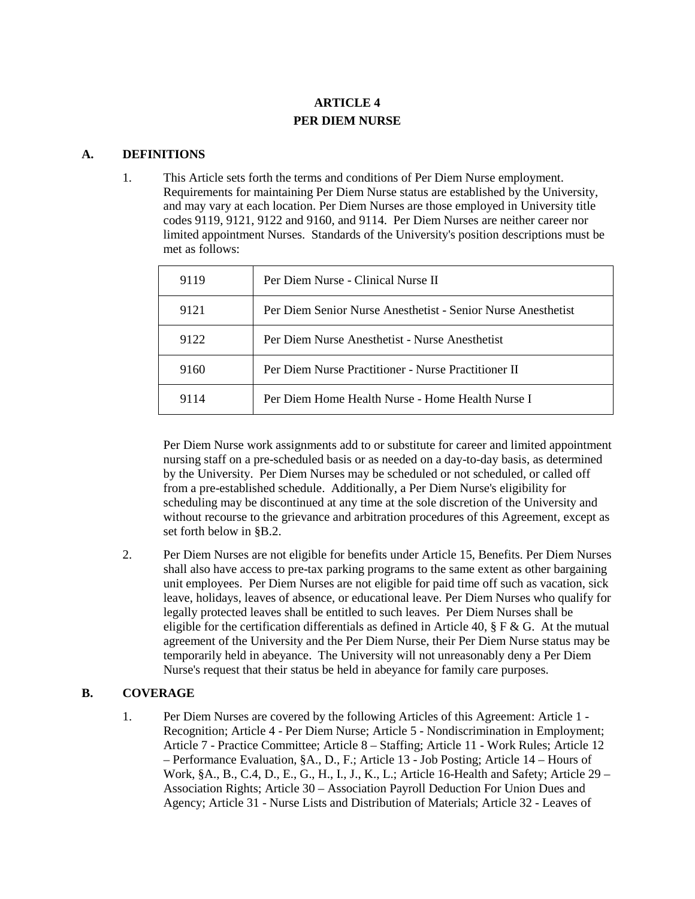# ARTICLE 4
# PER DIEM NURSE

## A. DEFINITIONS

1. This Article sets forth the terms and conditions of Per Diem Nurse employment. Requirements for maintaining Per Diem Nurse status are established by the University, and may vary at each location. Per Diem Nurses are those employed in University title codes 9119, 9121, 9122 and 9160, and 9114. Per Diem Nurses are neither career nor limited appointment Nurses. Standards of the University's position descriptions must be met as follows:

| | |
|---|---|
| 9119 | Per Diem Nurse - Clinical Nurse II |
| 9121 | Per Diem Senior Nurse Anesthetist - Senior Nurse Anesthetist |
| 9122 | Per Diem Nurse Anesthetist - Nurse Anesthetist |
| 9160 | Per Diem Nurse Practitioner - Nurse Practitioner II |
| 9114 | Per Diem Home Health Nurse - Home Health Nurse I |

   Per Diem Nurse work assignments add to or substitute for career and limited appointment nursing staff on a pre-scheduled basis or as needed on a day-to-day basis, as determined by the University. Per Diem Nurses may be scheduled or not scheduled, or called off from a pre-established schedule. Additionally, a Per Diem Nurse's eligibility for scheduling may be discontinued at any time at the sole discretion of the University and without recourse to the grievance and arbitration procedures of this Agreement, except as set forth below in §B.2.

2. Per Diem Nurses are not eligible for benefits under Article 15, Benefits. Per Diem Nurses shall also have access to pre-tax parking programs to the same extent as other bargaining unit employees. Per Diem Nurses are not eligible for paid time off such as vacation, sick leave, holidays, leaves of absence, or educational leave. Per Diem Nurses who qualify for legally protected leaves shall be entitled to such leaves. Per Diem Nurses shall be eligible for the certification differentials as defined in Article 40, § F & G. At the mutual agreement of the University and the Per Diem Nurse, their Per Diem Nurse status may be temporarily held in abeyance. The University will not unreasonably deny a Per Diem Nurse's request that their status be held in abeyance for family care purposes.

## B. COVERAGE

1. Per Diem Nurses are covered by the following Articles of this Agreement: Article 1 - Recognition; Article 4 - Per Diem Nurse; Article 5 - Nondiscrimination in Employment; Article 7 - Practice Committee; Article 8 – Staffing; Article 11 - Work Rules; Article 12 – Performance Evaluation, §A., D., F.; Article 13 - Job Posting; Article 14 – Hours of Work, §A., B., C.4, D., E., G., H., I., J., K., L.; Article 16-Health and Safety; Article 29 – Association Rights; Article 30 – Association Payroll Deduction For Union Dues and Agency; Article 31 - Nurse Lists and Distribution of Materials; Article 32 - Leaves of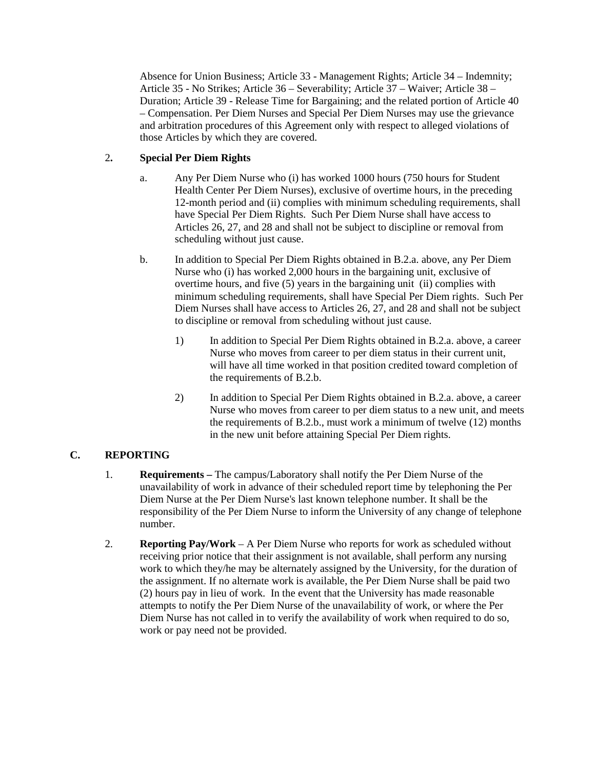Absence for Union Business; Article 33 - Management Rights; Article 34 – Indemnity; Article 35 - No Strikes; Article 36 – Severability; Article 37 – Waiver; Article 38 – Duration; Article 39 - Release Time for Bargaining; and the related portion of Article 40 – Compensation. Per Diem Nurses and Special Per Diem Nurses may use the grievance and arbitration procedures of this Agreement only with respect to alleged violations of those Articles by which they are covered.

2. **Special Per Diem Rights**

a. Any Per Diem Nurse who (i) has worked 1000 hours (750 hours for Student Health Center Per Diem Nurses), exclusive of overtime hours, in the preceding 12-month period and (ii) complies with minimum scheduling requirements, shall have Special Per Diem Rights. Such Per Diem Nurse shall have access to Articles 26, 27, and 28 and shall not be subject to discipline or removal from scheduling without just cause.

b. In addition to Special Per Diem Rights obtained in B.2.a. above, any Per Diem Nurse who (i) has worked 2,000 hours in the bargaining unit, exclusive of overtime hours, and five (5) years in the bargaining unit (ii) complies with minimum scheduling requirements, shall have Special Per Diem rights. Such Per Diem Nurses shall have access to Articles 26, 27, and 28 and shall not be subject to discipline or removal from scheduling without just cause.

1) In addition to Special Per Diem Rights obtained in B.2.a. above, a career Nurse who moves from career to per diem status in their current unit, will have all time worked in that position credited toward completion of the requirements of B.2.b.

2) In addition to Special Per Diem Rights obtained in B.2.a. above, a career Nurse who moves from career to per diem status to a new unit, and meets the requirements of B.2.b., must work a minimum of twelve (12) months in the new unit before attaining Special Per Diem rights.

## C. REPORTING

1. **Requirements –** The campus/Laboratory shall notify the Per Diem Nurse of the unavailability of work in advance of their scheduled report time by telephoning the Per Diem Nurse at the Per Diem Nurse's last known telephone number. It shall be the responsibility of the Per Diem Nurse to inform the University of any change of telephone number.

2. **Reporting Pay/Work** – A Per Diem Nurse who reports for work as scheduled without receiving prior notice that their assignment is not available, shall perform any nursing work to which they/he may be alternately assigned by the University, for the duration of the assignment. If no alternate work is available, the Per Diem Nurse shall be paid two (2) hours pay in lieu of work. In the event that the University has made reasonable attempts to notify the Per Diem Nurse of the unavailability of work, or where the Per Diem Nurse has not called in to verify the availability of work when required to do so, work or pay need not be provided.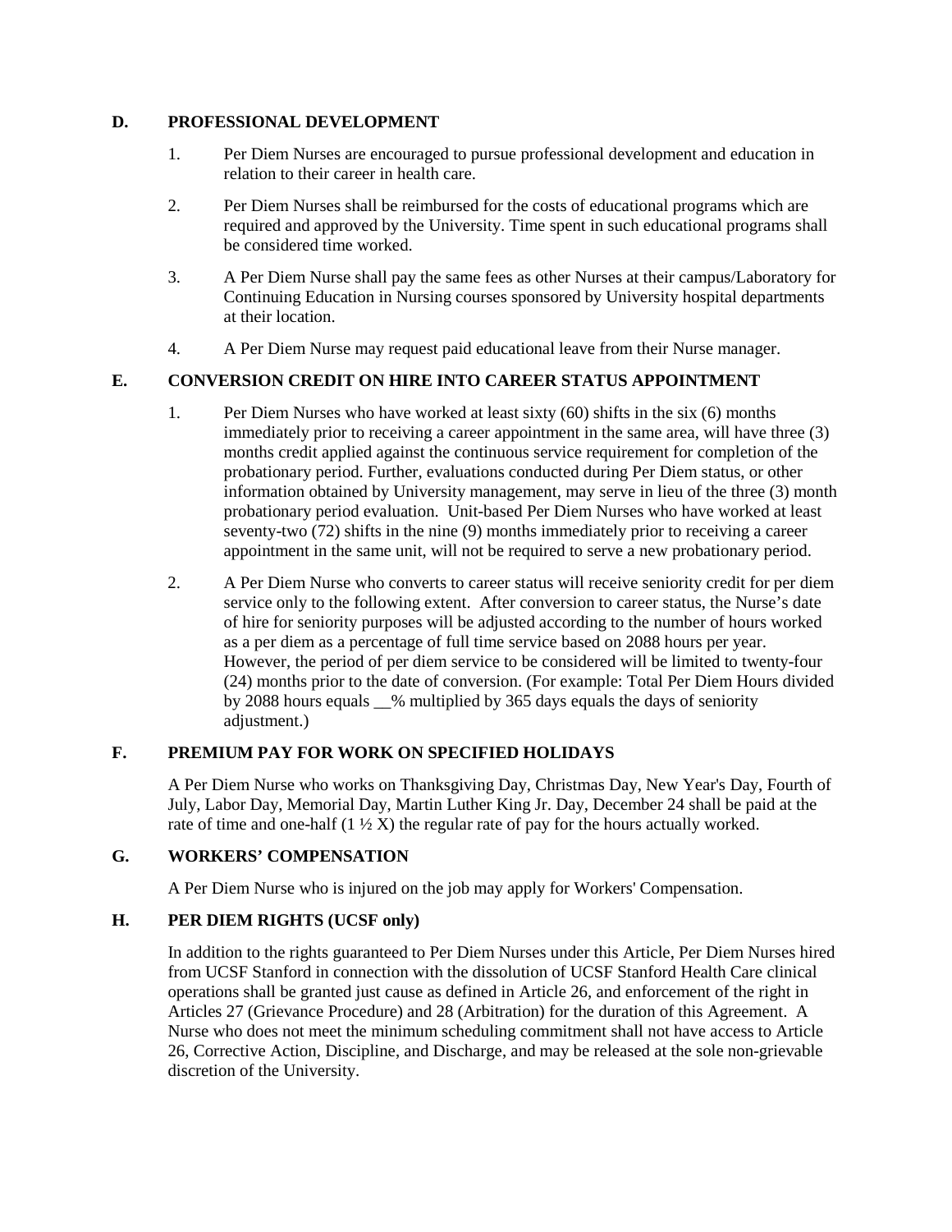## D. PROFESSIONAL DEVELOPMENT

1. Per Diem Nurses are encouraged to pursue professional development and education in relation to their career in health care.

2. Per Diem Nurses shall be reimbursed for the costs of educational programs which are required and approved by the University. Time spent in such educational programs shall be considered time worked.

3. A Per Diem Nurse shall pay the same fees as other Nurses at their campus/Laboratory for Continuing Education in Nursing courses sponsored by University hospital departments at their location.

4. A Per Diem Nurse may request paid educational leave from their Nurse manager.

## E. CONVERSION CREDIT ON HIRE INTO CAREER STATUS APPOINTMENT

1. Per Diem Nurses who have worked at least sixty (60) shifts in the six (6) months immediately prior to receiving a career appointment in the same area, will have three (3) months credit applied against the continuous service requirement for completion of the probationary period. Further, evaluations conducted during Per Diem status, or other information obtained by University management, may serve in lieu of the three (3) month probationary period evaluation. Unit-based Per Diem Nurses who have worked at least seventy-two (72) shifts in the nine (9) months immediately prior to receiving a career appointment in the same unit, will not be required to serve a new probationary period.

2. A Per Diem Nurse who converts to career status will receive seniority credit for per diem service only to the following extent. After conversion to career status, the Nurse's date of hire for seniority purposes will be adjusted according to the number of hours worked as a per diem as a percentage of full time service based on 2088 hours per year. However, the period of per diem service to be considered will be limited to twenty-four (24) months prior to the date of conversion. (For example: Total Per Diem Hours divided by 2088 hours equals __% multiplied by 365 days equals the days of seniority adjustment.)

## F. PREMIUM PAY FOR WORK ON SPECIFIED HOLIDAYS

A Per Diem Nurse who works on Thanksgiving Day, Christmas Day, New Year's Day, Fourth of July, Labor Day, Memorial Day, Martin Luther King Jr. Day, December 24 shall be paid at the rate of time and one-half (1 ½ X) the regular rate of pay for the hours actually worked.

## G. WORKERS' COMPENSATION

A Per Diem Nurse who is injured on the job may apply for Workers' Compensation.

## H. PER DIEM RIGHTS (UCSF only)

In addition to the rights guaranteed to Per Diem Nurses under this Article, Per Diem Nurses hired from UCSF Stanford in connection with the dissolution of UCSF Stanford Health Care clinical operations shall be granted just cause as defined in Article 26, and enforcement of the right in Articles 27 (Grievance Procedure) and 28 (Arbitration) for the duration of this Agreement. A Nurse who does not meet the minimum scheduling commitment shall not have access to Article 26, Corrective Action, Discipline, and Discharge, and may be released at the sole non-grievable discretion of the University.